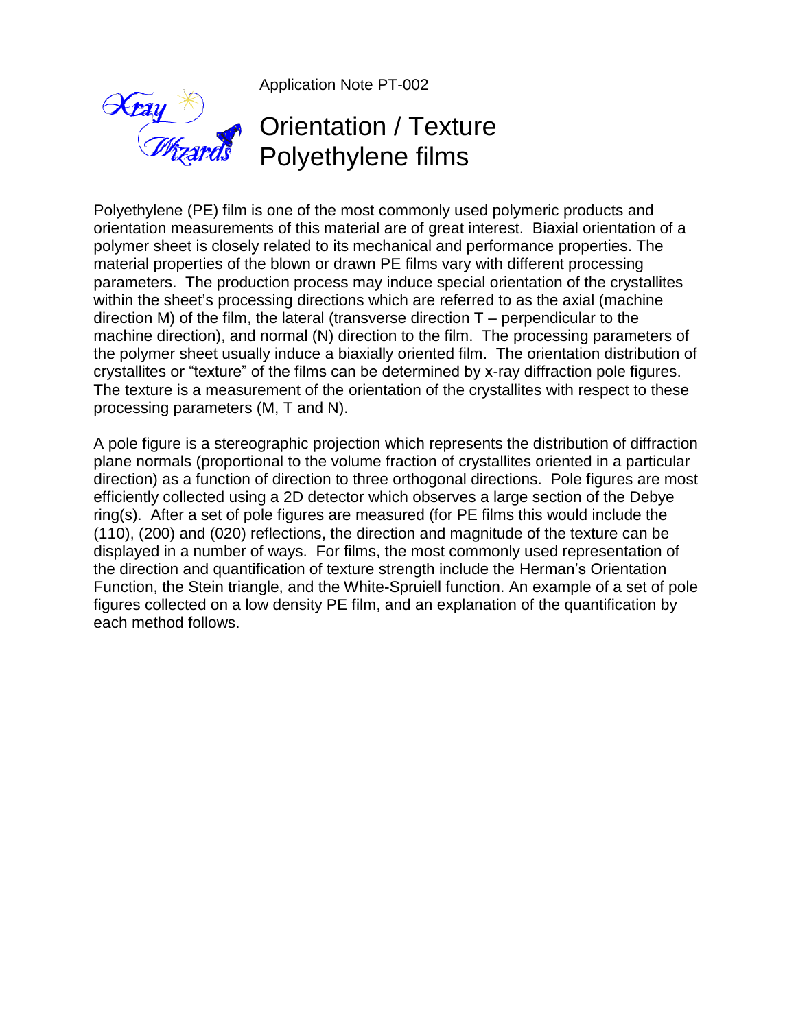Application Note PT-002

# Orientation / Texture Polyethylene films

Polyethylene (PE) film is one of the most commonly used polymeric products and orientation measurements of this material are of great interest. Biaxial orientation of a polymer sheet is closely related to its mechanical and performance properties. The material properties of the blown or drawn PE films vary with different processing parameters. The production process may induce special orientation of the crystallites within the sheet's processing directions which are referred to as the axial (machine direction M) of the film, the lateral (transverse direction T – perpendicular to the machine direction), and normal (N) direction to the film. The processing parameters of the polymer sheet usually induce a biaxially oriented film. The orientation distribution of crystallites or "texture" of the films can be determined by x-ray diffraction pole figures. The texture is a measurement of the orientation of the crystallites with respect to these processing parameters (M, T and N).

A pole figure is a stereographic projection which represents the distribution of diffraction plane normals (proportional to the volume fraction of crystallites oriented in a particular direction) as a function of direction to three orthogonal directions. Pole figures are most efficiently collected using a 2D detector which observes a large section of the Debye ring(s). After a set of pole figures are measured (for PE films this would include the (110), (200) and (020) reflections, the direction and magnitude of the texture can be displayed in a number of ways. For films, the most commonly used representation of the direction and quantification of texture strength include the Herman's Orientation Function, the Stein triangle, and the White-Spruiell function. An example of a set of pole figures collected on a low density PE film, and an explanation of the quantification by each method follows.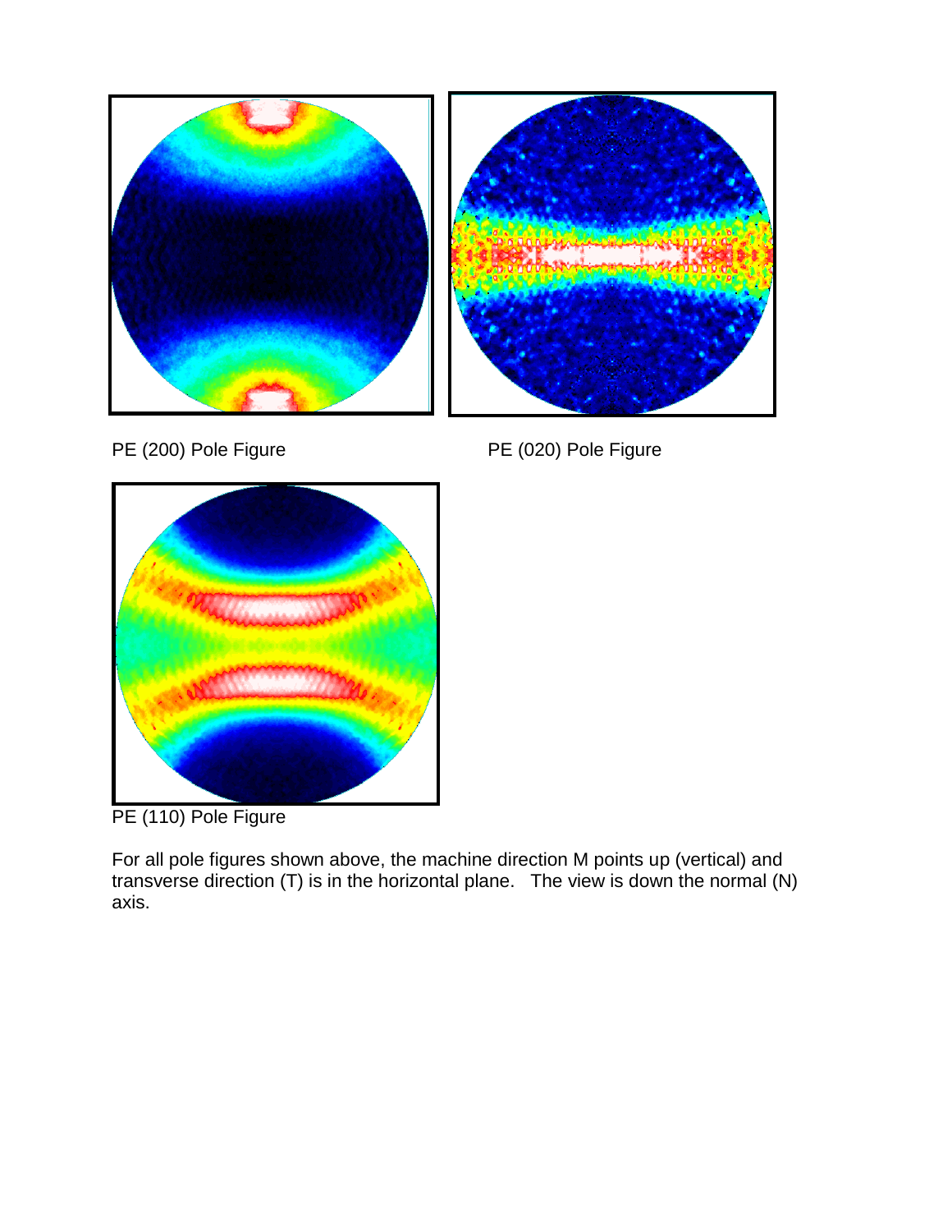PE (200) Pole Figure

PE (020) Pole Figure

PE (110) Pole Figure

For all pole figures shown above, the machine direction M points up (vertical) and transverse direction (T) is in the horizontal plane. The view is down the normal (N) axis.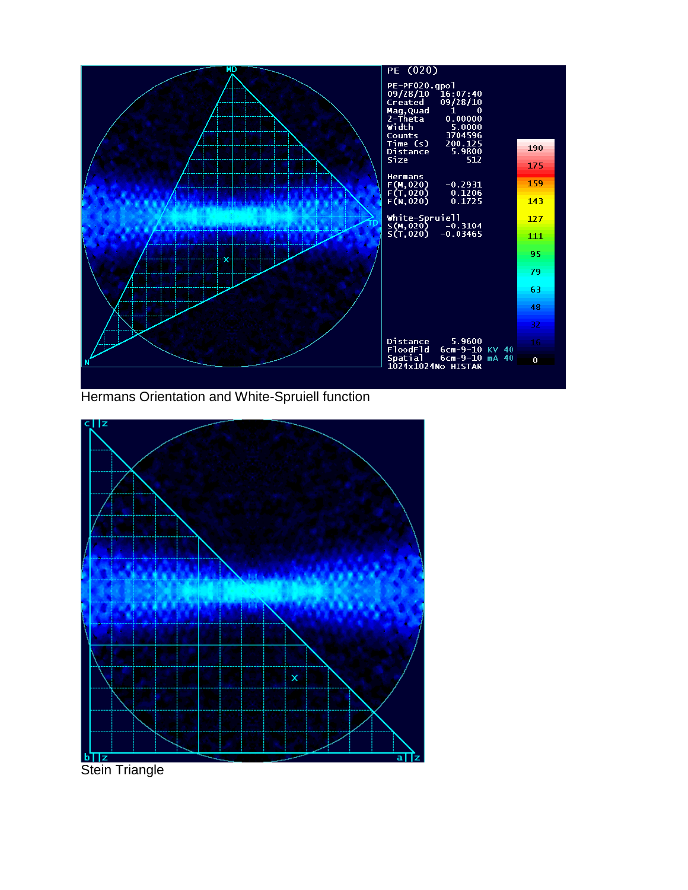Hermans Orientation and White-Spruiell function

Stein Triangle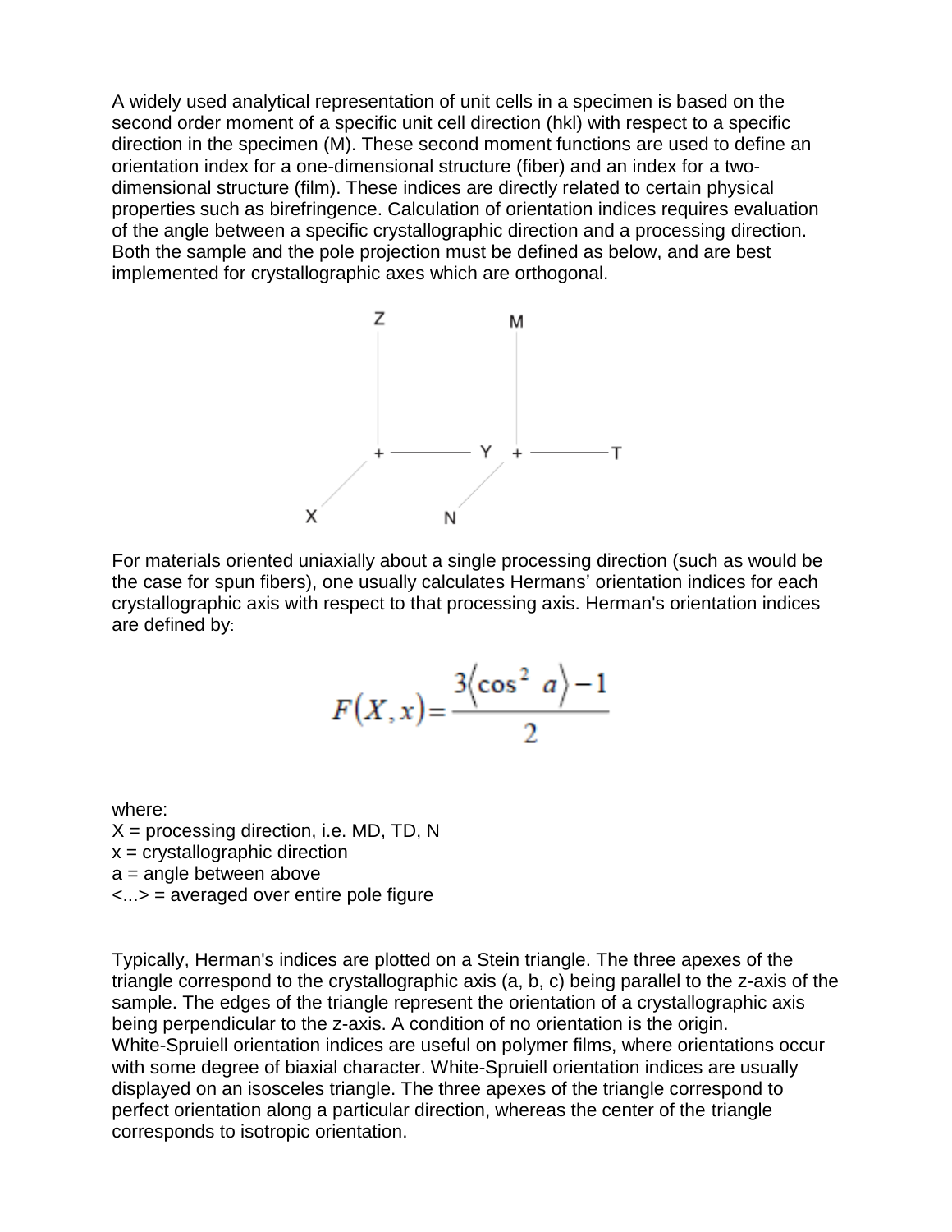A widely used analytical representation of unit cells in a specimen is based on the second order moment of a specific unit cell direction (hkl) with respect to a specific direction in the specimen (M). These second moment functions are used to define an orientation index for a one-dimensional structure (fiber) and an index for a two-dimensional structure (film). These indices are directly related to certain physical properties such as birefringence. Calculation of orientation indices requires evaluation of the angle between a specific crystallographic direction and a processing direction. Both the sample and the pole projection must be defined as below, and are best implemented for crystallographic axes which are orthogonal.

For materials oriented uniaxially about a single processing direction (such as would be the case for spun fibers), one usually calculates Hermans' orientation indices for each crystallographic axis with respect to that processing axis. Herman's orientation indices are defined by:

$$F(X,x) = \frac{3\langle \cos^2 a \rangle - 1}{2}$$

where:

X = processing direction, i.e. MD, TD, N
x = crystallographic direction
a = angle between above
<...> = averaged over entire pole figure

Typically, Herman's indices are plotted on a Stein triangle. The three apexes of the triangle correspond to the crystallographic axis (a, b, c) being parallel to the z-axis of the sample. The edges of the triangle represent the orientation of a crystallographic axis being perpendicular to the z-axis. A condition of no orientation is the origin. White-Spruiell orientation indices are useful on polymer films, where orientations occur with some degree of biaxial character. White-Spruiell orientation indices are usually displayed on an isosceles triangle. The three apexes of the triangle correspond to perfect orientation along a particular direction, whereas the center of the triangle corresponds to isotropic orientation.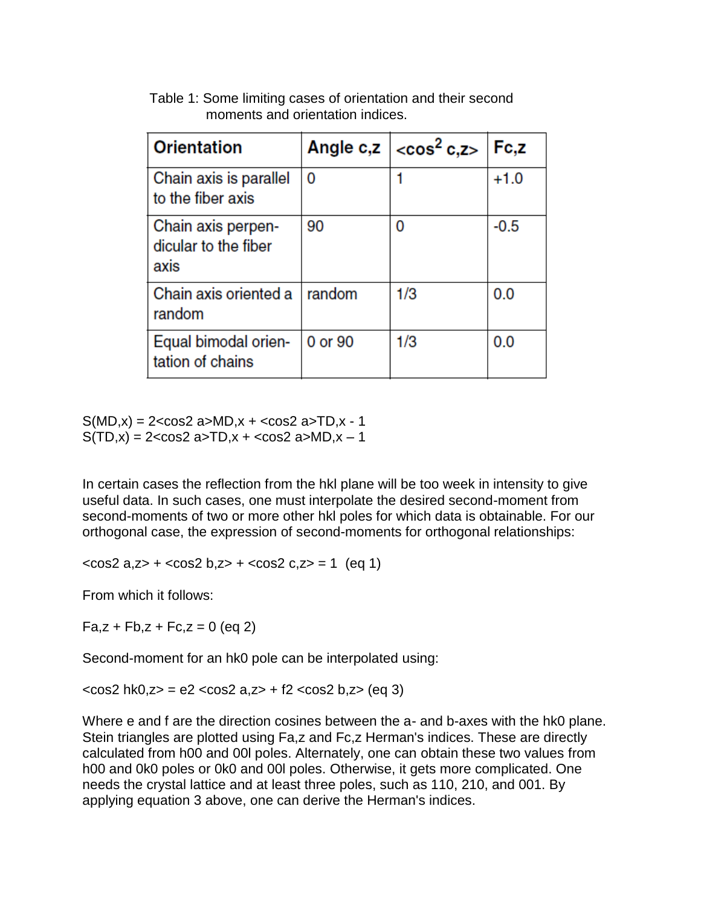Table 1: Some limiting cases of orientation and their second moments and orientation indices.

| Orientation | Angle c,z | $<\cos^2 c,z>$ | Fc,z |
|---|---|---|---|
| Chain axis is parallel to the fiber axis | 0 | 1 | +1.0 |
| Chain axis perpendicular to the fiber axis | 90 | 0 | -0.5 |
| Chain axis oriented a random | random | 1/3 | 0.0 |
| Equal bimodal orientation of chains | 0 or 90 | 1/3 | 0.0 |

$S(MD,x) = 2<\cos^2 a>_{MD,x} + <\cos^2 a>_{TD,x} - 1$
$S(TD,x) = 2<\cos^2 a>_{TD,x} + <\cos^2 a>_{MD,x} - 1$

In certain cases the reflection from the hkl plane will be too week in intensity to give useful data. In such cases, one must interpolate the desired second-moment from second-moments of two or more other hkl poles for which data is obtainable. For our orthogonal case, the expression of second-moments for orthogonal relationships:

$<\cos^2 a,z> + <\cos^2 b,z> + <\cos^2 c,z> = 1$ (eq 1)

From which it follows:

$F_{a,z} + F_{b,z} + F_{c,z} = 0$ (eq 2)

Second-moment for an hk0 pole can be interpolated using:

$<\cos^2 hk0,z> = e^2 <\cos^2 a,z> + f^2 <\cos^2 b,z>$ (eq 3)

Where e and f are the direction cosines between the a- and b-axes with the hk0 plane. Stein triangles are plotted using $F_{a,z}$ and $F_{c,z}$ Herman's indices. These are directly calculated from h00 and 00l poles. Alternately, one can obtain these two values from h00 and 0k0 poles or 0k0 and 00l poles. Otherwise, it gets more complicated. One needs the crystal lattice and at least three poles, such as 110, 210, and 001. By applying equation 3 above, one can derive the Herman's indices.